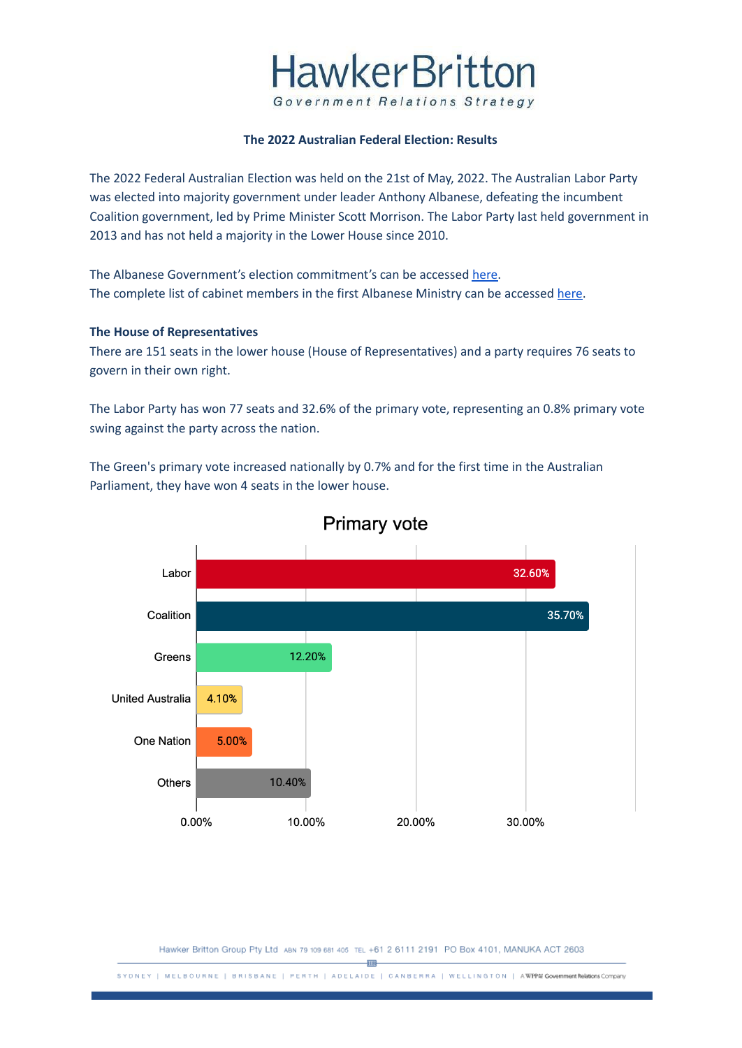**The 2022 Australian Federal Election: Results**

The 2022 Federal Australian Election was held on the 21st of May, 2022. The Australian Labor Party was elected into majority government under leader Anthony Albanese, defeating the incumbent Coalition government, led by Prime Minister Scott Morrison. The Labor Party last held government in 2013 and has not held a majority in the Lower House since 2010.

The Albanese Government's election commitment's can be accessed here.
The complete list of cabinet members in the first Albanese Ministry can be accessed here.

**The House of Representatives**

There are 151 seats in the lower house (House of Representatives) and a party requires 76 seats to govern in their own right.

The Labor Party has won 77 seats and 32.6% of the primary vote, representing an 0.8% primary vote swing against the party across the nation.

The Green's primary vote increased nationally by 0.7% and for the first time in the Australian Parliament, they have won 4 seats in the lower house.

**Primary vote**

| Party | Primary vote |
|---|---|
| Labor | 32.60% |
| Coalition | 35.70% |
| Greens | 12.20% |
| United Australia | 4.10% |
| One Nation | 5.00% |
| Others | 10.40% |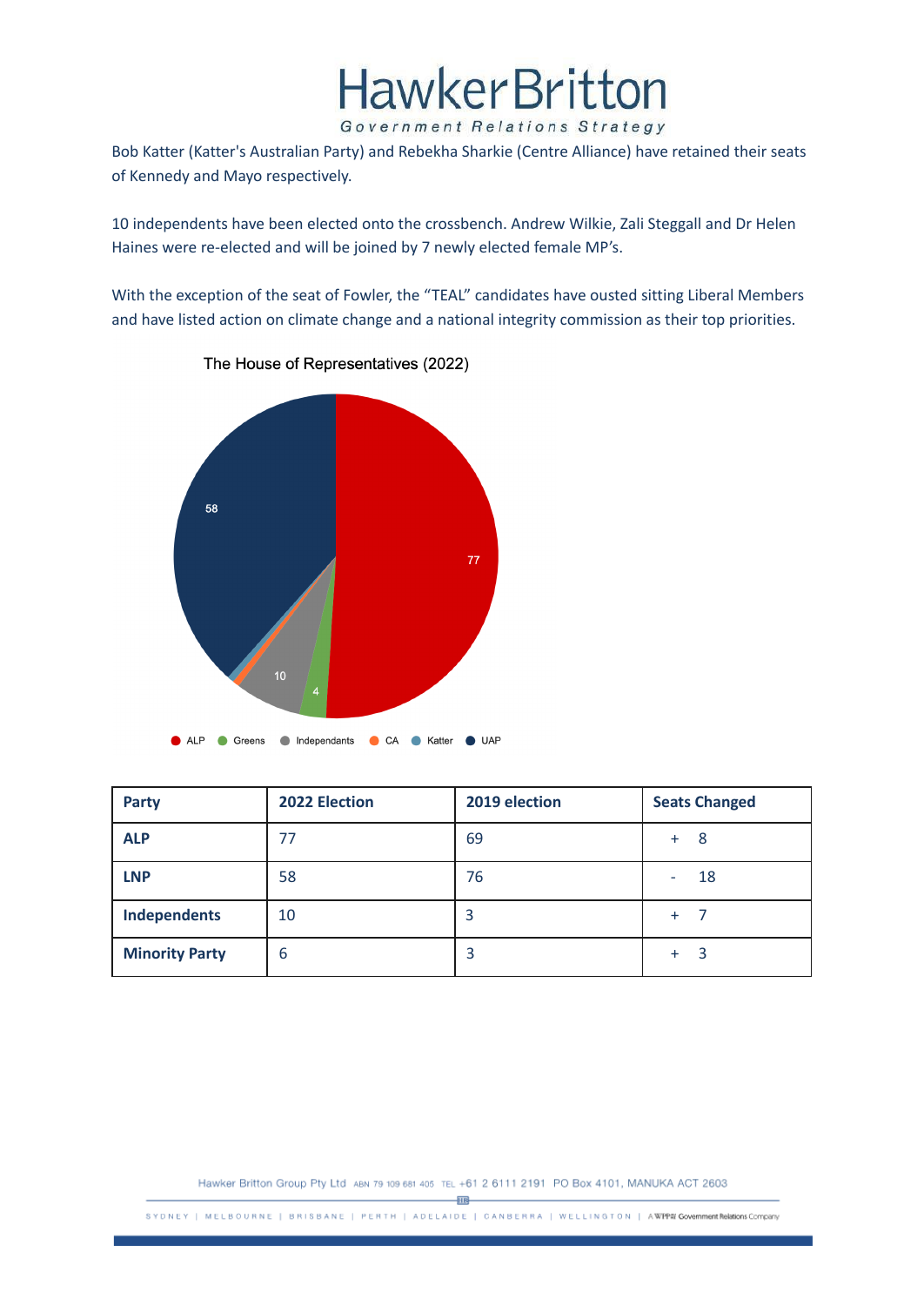Bob Katter (Katter's Australian Party) and Rebekha Sharkie (Centre Alliance) have retained their seats of Kennedy and Mayo respectively.

10 independents have been elected onto the crossbench. Andrew Wilkie, Zali Steggall and Dr Helen Haines were re-elected and will be joined by 7 newly elected female MP's.

With the exception of the seat of Fowler, the "TEAL" candidates have ousted sitting Liberal Members and have listed action on climate change and a national integrity commission as their top priorities.

The House of Representatives (2022)

77

58

10

4

ALP Greens Independants CA Katter UAP

| Party | 2022 Election | 2019 election | Seats Changed |
|---|---|---|---|
| **ALP** | 77 | 69 | + 8 |
| **LNP** | 58 | 76 | - 18 |
| **Independents** | 10 | 3 | + 7 |
| **Minority Party** | 6 | 3 | + 3 |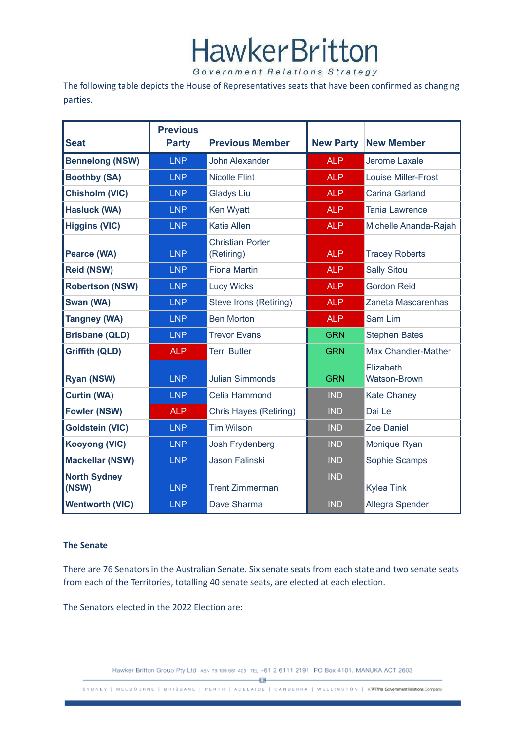The following table depicts the House of Representatives seats that have been confirmed as changing parties.

| Seat | Previous Party | Previous Member | New Party | New Member |
|---|---|---|---|---|
| Bennelong (NSW) | LNP | John Alexander | ALP | Jerome Laxale |
| Boothby (SA) | LNP | Nicolle Flint | ALP | Louise Miller-Frost |
| Chisholm (VIC) | LNP | Gladys Liu | ALP | Carina Garland |
| Hasluck (WA) | LNP | Ken Wyatt | ALP | Tania Lawrence |
| Higgins (VIC) | LNP | Katie Allen | ALP | Michelle Ananda-Rajah |
| Pearce (WA) | LNP | Christian Porter (Retiring) | ALP | Tracey Roberts |
| Reid (NSW) | LNP | Fiona Martin | ALP | Sally Sitou |
| Robertson (NSW) | LNP | Lucy Wicks | ALP | Gordon Reid |
| Swan (WA) | LNP | Steve Irons (Retiring) | ALP | Zaneta Mascarenhas |
| Tangney (WA) | LNP | Ben Morton | ALP | Sam Lim |
| Brisbane (QLD) | LNP | Trevor Evans | GRN | Stephen Bates |
| Griffith (QLD) | ALP | Terri Butler | GRN | Max Chandler-Mather |
| Ryan (NSW) | LNP | Julian Simmonds | GRN | Elizabeth Watson-Brown |
| Curtin (WA) | LNP | Celia Hammond | IND | Kate Chaney |
| Fowler (NSW) | ALP | Chris Hayes (Retiring) | IND | Dai Le |
| Goldstein (VIC) | LNP | Tim Wilson | IND | Zoe Daniel |
| Kooyong (VIC) | LNP | Josh Frydenberg | IND | Monique Ryan |
| Mackellar (NSW) | LNP | Jason Falinski | IND | Sophie Scamps |
| North Sydney (NSW) | LNP | Trent Zimmerman | IND | Kylea Tink |
| Wentworth (VIC) | LNP | Dave Sharma | IND | Allegra Spender |

**The Senate**

There are 76 Senators in the Australian Senate. Six senate seats from each state and two senate seats from each of the Territories, totalling 40 senate seats, are elected at each election.

The Senators elected in the 2022 Election are: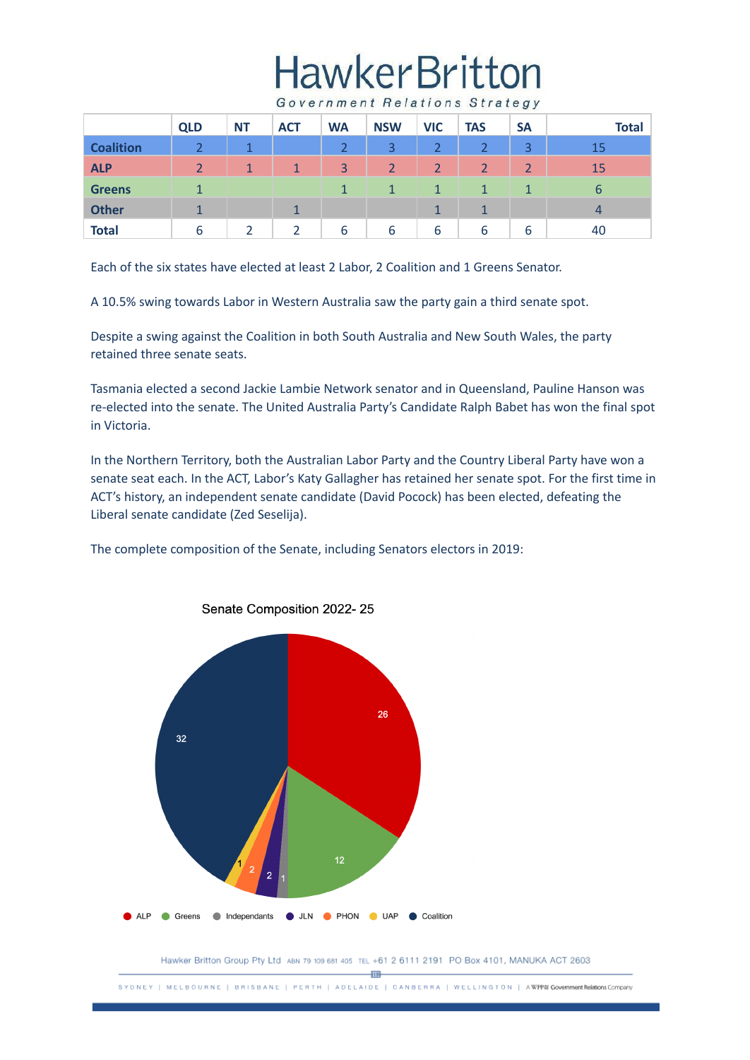|  | QLD | NT | ACT | WA | NSW | VIC | TAS | SA | Total |
|---|---|---|---|---|---|---|---|---|---|
| **Coalition** | 2 | 1 |  | 2 | 3 | 2 | 2 | 3 | 15 |
| **ALP** | 2 | 1 | 1 | 3 | 2 | 2 | 2 | 2 | 15 |
| **Greens** | 1 |  |  | 1 | 1 | 1 | 1 | 1 | 6 |
| **Other** | 1 |  | 1 |  |  | 1 | 1 |  | 4 |
| **Total** | 6 | 2 | 2 | 6 | 6 | 6 | 6 | 6 | 40 |

Each of the six states have elected at least 2 Labor, 2 Coalition and 1 Greens Senator.

A 10.5% swing towards Labor in Western Australia saw the party gain a third senate spot.

Despite a swing against the Coalition in both South Australia and New South Wales, the party retained three senate seats.

Tasmania elected a second Jackie Lambie Network senator and in Queensland, Pauline Hanson was re-elected into the senate. The United Australia Party's Candidate Ralph Babet has won the final spot in Victoria.

In the Northern Territory, both the Australian Labor Party and the Country Liberal Party have won a senate seat each. In the ACT, Labor's Katy Gallagher has retained her senate spot. For the first time in ACT's history, an independent senate candidate (David Pocock) has been elected, defeating the Liberal senate candidate (Zed Seselija).

The complete composition of the Senate, including Senators electors in 2019:

**Senate Composition 2022- 25**

| Party | Seats |
|---|---|
| ALP | 26 |
| Greens | 12 |
| Independants | 1 |
| JLN | 2 |
| PHON | 2 |
| UAP | 1 |
| Coalition | 32 |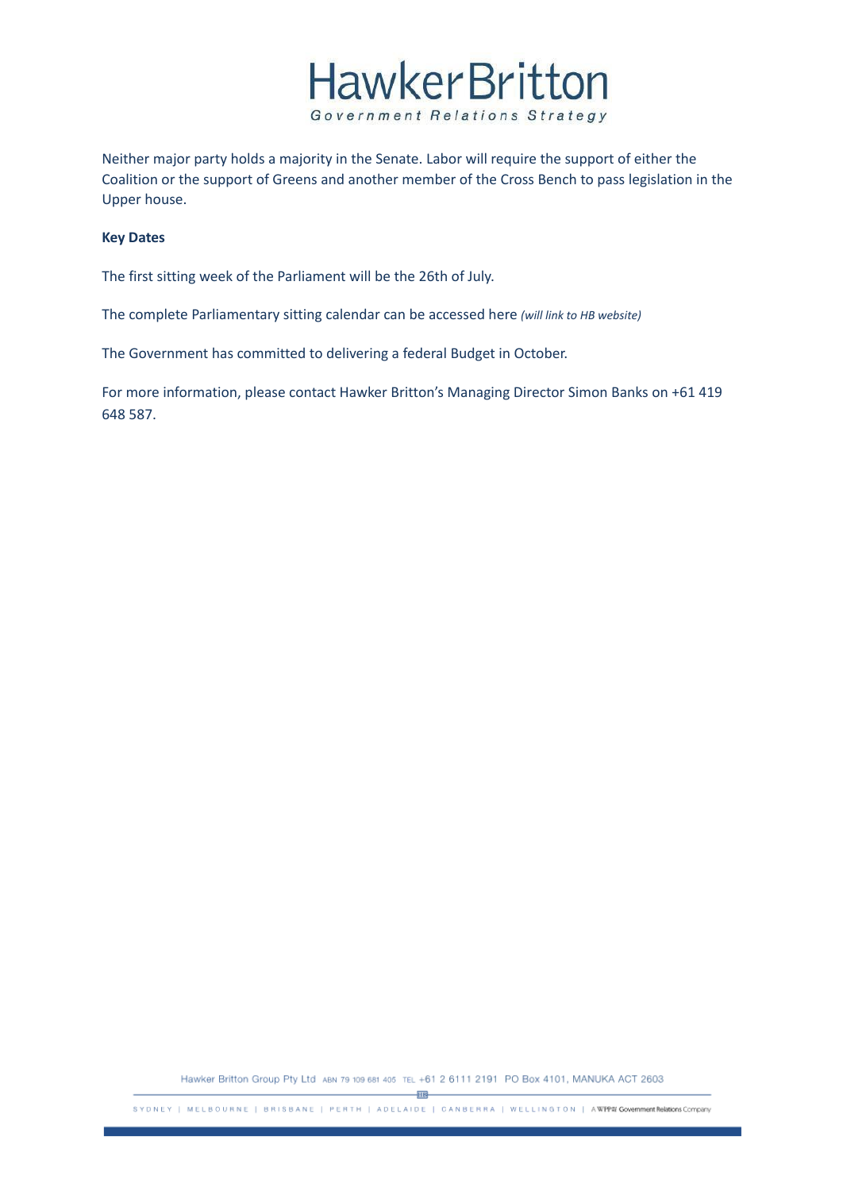Neither major party holds a majority in the Senate. Labor will require the support of either the Coalition or the support of Greens and another member of the Cross Bench to pass legislation in the Upper house.

**Key Dates**

The first sitting week of the Parliament will be the 26th of July.

The complete Parliamentary sitting calendar can be accessed here *(will link to HB website)*

The Government has committed to delivering a federal Budget in October.

For more information, please contact Hawker Britton's Managing Director Simon Banks on +61 419 648 587.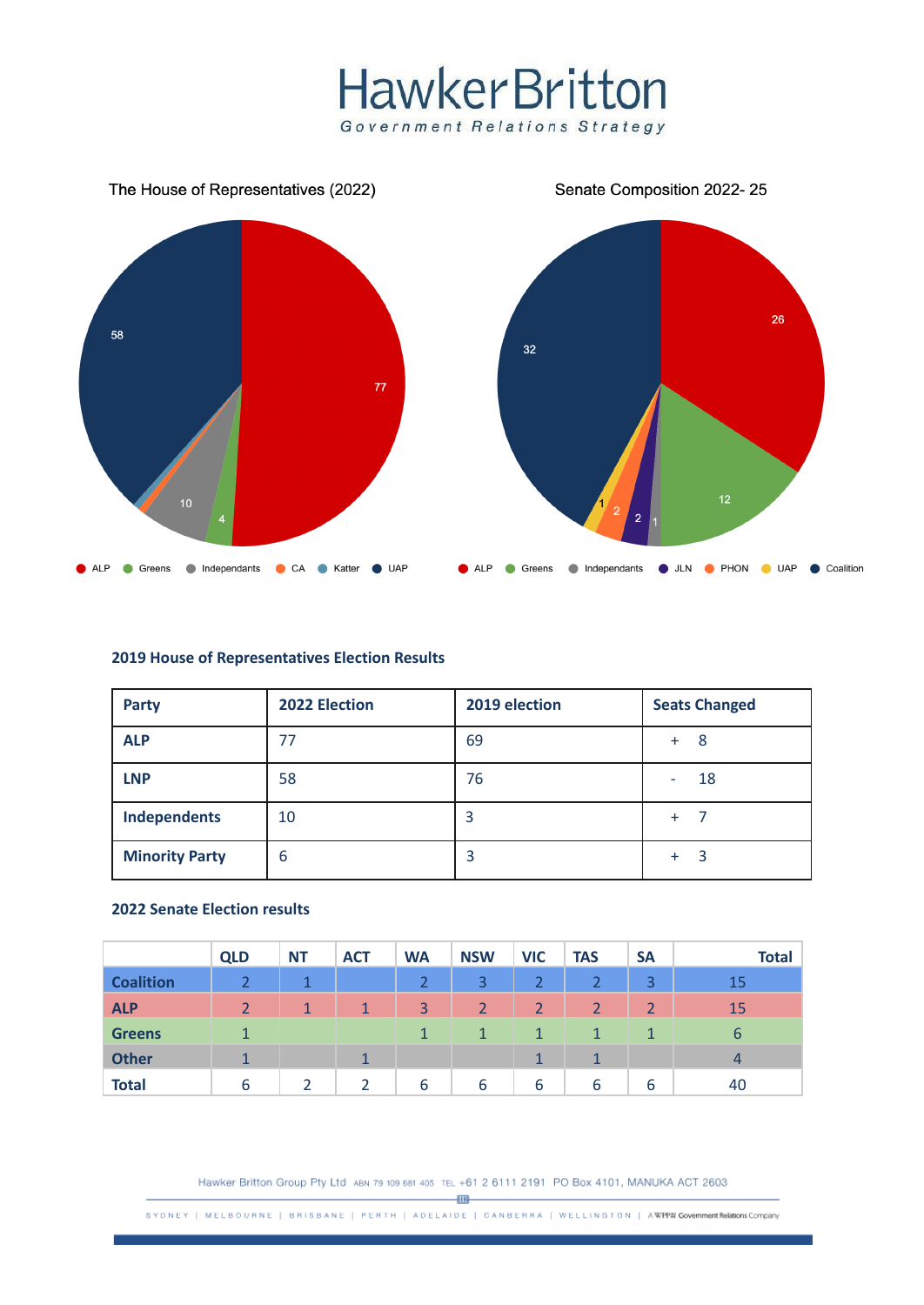The House of Representatives (2022)

Senate Composition 2022- 25

### 2019 House of Representatives Election Results

| Party | 2022 Election | 2019 election | Seats Changed |
|---|---|---|---|
| **ALP** | 77 | 69 | + 8 |
| **LNP** | 58 | 76 | - 18 |
| **Independents** | 10 | 3 | + 7 |
| **Minority Party** | 6 | 3 | + 3 |

### 2022 Senate Election results

| | QLD | NT | ACT | WA | NSW | VIC | TAS | SA | Total |
|---|---|---|---|---|---|---|---|---|---|
| **Coalition** | 2 | 1 | | 2 | 3 | 2 | 2 | 3 | 15 |
| **ALP** | 2 | 1 | 1 | 3 | 2 | 2 | 2 | 2 | 15 |
| **Greens** | 1 | | | 1 | 1 | 1 | 1 | 1 | 6 |
| **Other** | 1 | | 1 | | | 1 | 1 | | 4 |
| **Total** | 6 | 2 | 2 | 6 | 6 | 6 | 6 | 6 | 40 |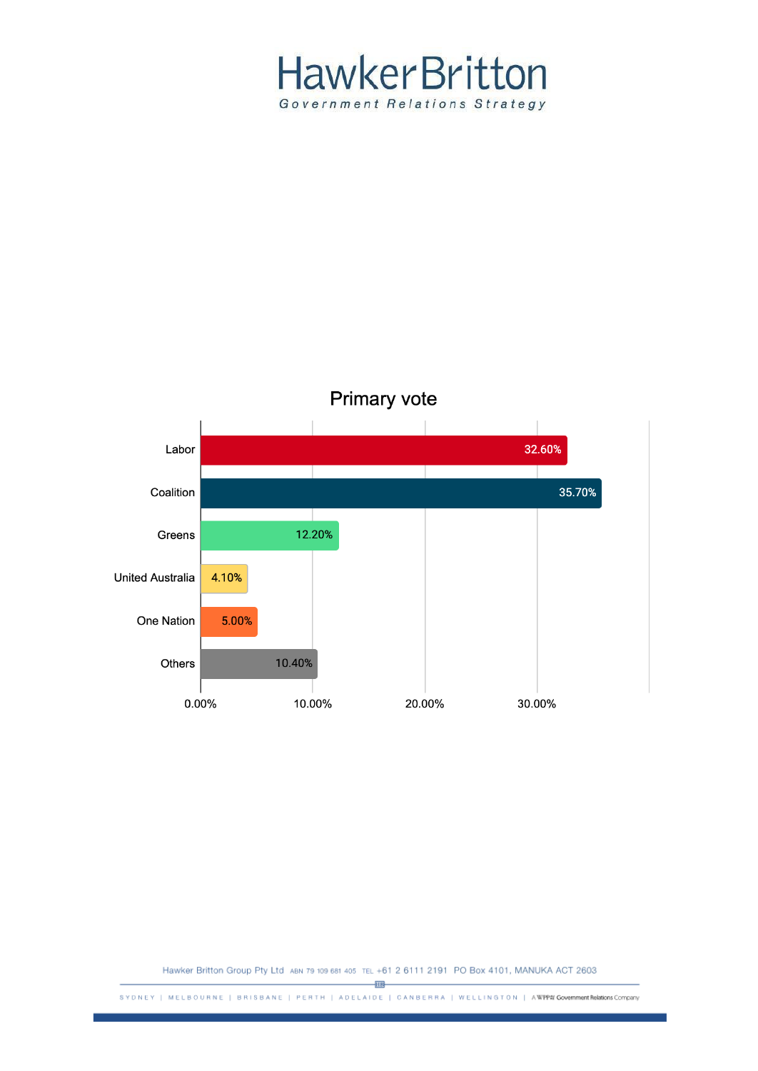Primary vote

Labor
Coalition
Greens
United Australia
One Nation
Others

32.60%
35.70%
12.20%
4.10%
5.00%
10.40%

0.00%
10.00%
20.00%
30.00%